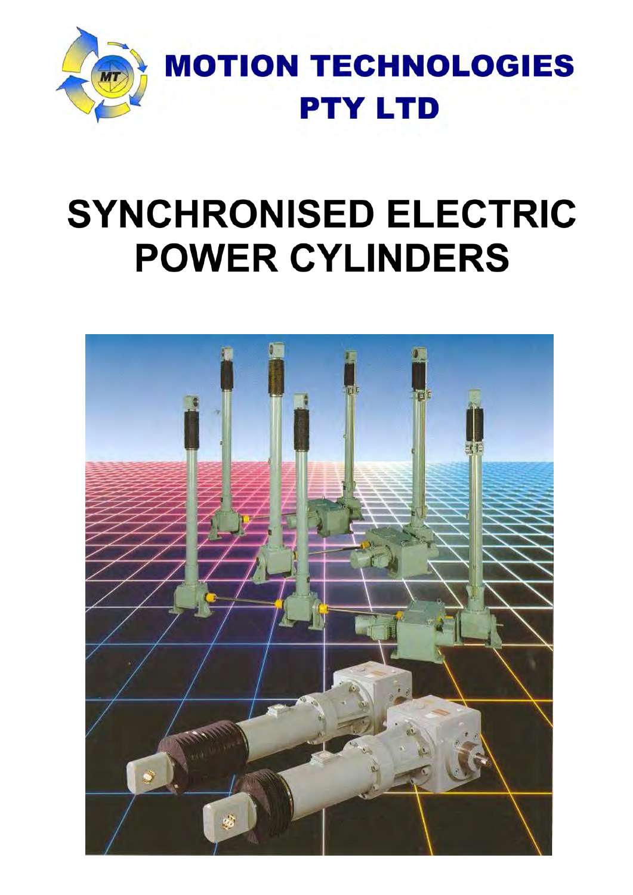# MOTION TECHNOLOGIES PTY LTD

# SYNCHRONISED ELECTRIC POWER CYLINDERS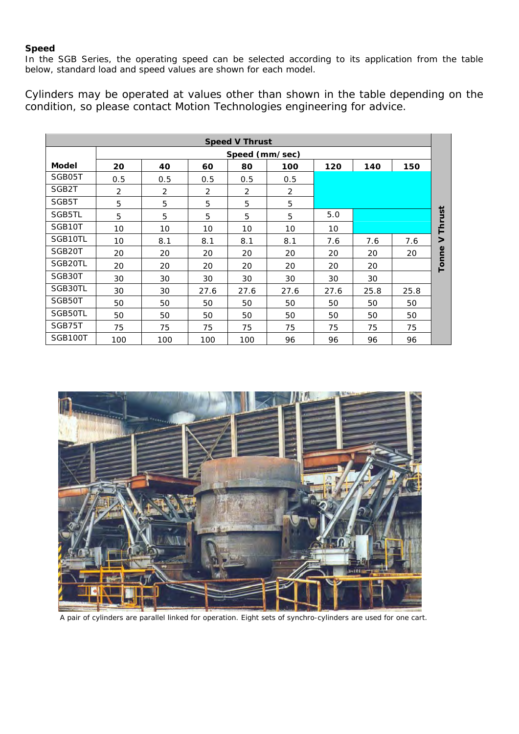**Speed**

In the SGB Series, the operating speed can be selected according to its application from the table below, standard load and speed values are shown for each model.

Cylinders may be operated at values other than shown in the table depending on the condition, so please contact Motion Technologies engineering for advice.

**Speed V Thrust** (Tonne V Thrust)

| | Speed (mm/sec) | | | | | | | |
|---|---|---|---|---|---|---|---|---|
| **Model** | **20** | **40** | **60** | **80** | **100** | **120** | **140** | **150** |
| SGB05T | 0.5 | 0.5 | 0.5 | 0.5 | 0.5 | | | |
| SGB2T | 2 | 2 | 2 | 2 | 2 | | | |
| SGB5T | 5 | 5 | 5 | 5 | 5 | | | |
| SGB5TL | 5 | 5 | 5 | 5 | 5 | 5.0 | | |
| SGB10T | 10 | 10 | 10 | 10 | 10 | 10 | | |
| SGB10TL | 10 | 8.1 | 8.1 | 8.1 | 8.1 | 7.6 | 7.6 | 7.6 |
| SGB20T | 20 | 20 | 20 | 20 | 20 | 20 | 20 | 20 |
| SGB20TL | 20 | 20 | 20 | 20 | 20 | 20 | 20 | |
| SGB30T | 30 | 30 | 30 | 30 | 30 | 30 | 30 | |
| SGB30TL | 30 | 30 | 27.6 | 27.6 | 27.6 | 27.6 | 25.8 | 25.8 |
| SGB50T | 50 | 50 | 50 | 50 | 50 | 50 | 50 | 50 |
| SGB50TL | 50 | 50 | 50 | 50 | 50 | 50 | 50 | 50 |
| SGB75T | 75 | 75 | 75 | 75 | 75 | 75 | 75 | 75 |
| SGB100T | 100 | 100 | 100 | 100 | 96 | 96 | 96 | 96 |

A pair of cylinders are parallel linked for operation. Eight sets of synchro-cylinders are used for one cart.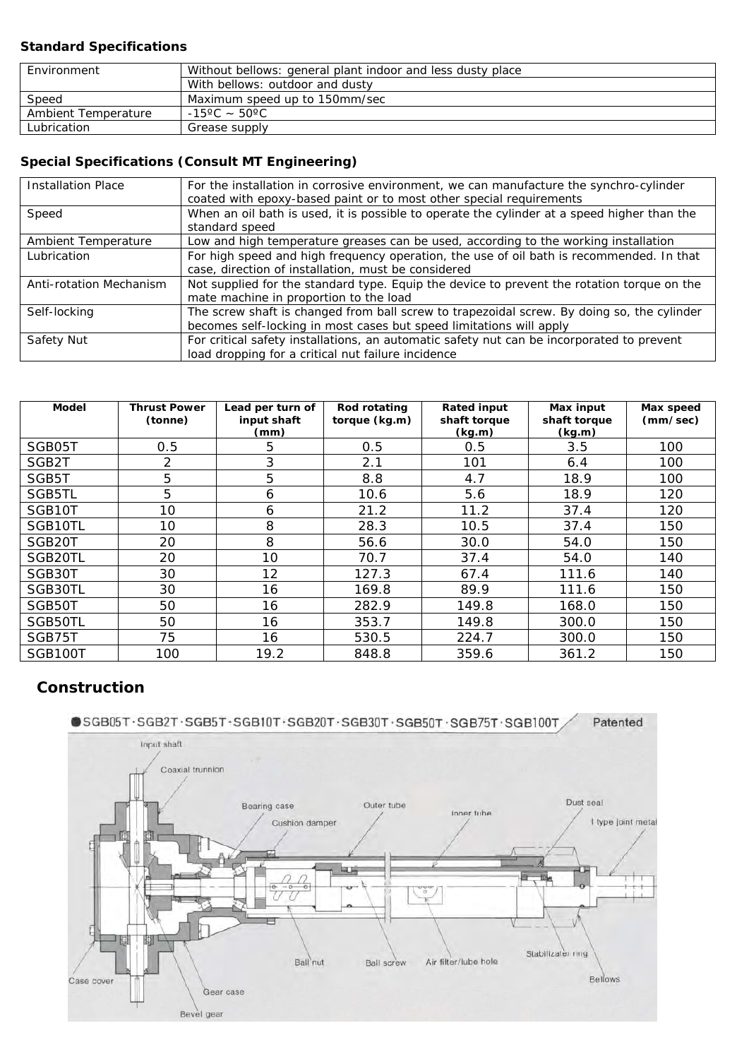### Standard Specifications

| Environment | Without bellows: general plant indoor and less dusty place |
|---|---|
| | With bellows: outdoor and dusty |
| Speed | Maximum speed up to 150mm/sec |
| Ambient Temperature | -15ºC ~ 50ºC |
| Lubrication | Grease supply |

### Special Specifications (Consult MT Engineering)

| Installation Place | For the installation in corrosive environment, we can manufacture the synchro-cylinder coated with epoxy-based paint or to most other special requirements |
|---|---|
| Speed | When an oil bath is used, it is possible to operate the cylinder at a speed higher than the standard speed |
| Ambient Temperature | Low and high temperature greases can be used, according to the working installation |
| Lubrication | For high speed and high frequency operation, the use of oil bath is recommended. In that case, direction of installation, must be considered |
| Anti-rotation Mechanism | Not supplied for the standard type. Equip the device to prevent the rotation torque on the mate machine in proportion to the load |
| Self-locking | The screw shaft is changed from ball screw to trapezoidal screw. By doing so, the cylinder becomes self-locking in most cases but speed limitations will apply |
| Safety Nut | For critical safety installations, an automatic safety nut can be incorporated to prevent load dropping for a critical nut failure incidence |

| Model | Thrust Power (tonne) | Lead per turn of input shaft (mm) | Rod rotating torque (kg.m) | Rated input shaft torque (kg.m) | Max input shaft torque (kg.m) | Max speed (mm/sec) |
|---|---|---|---|---|---|---|
| SGB05T | 0.5 | 5 | 0.5 | 0.5 | 3.5 | 100 |
| SGB2T | 2 | 3 | 2.1 | 101 | 6.4 | 100 |
| SGB5T | 5 | 5 | 8.8 | 4.7 | 18.9 | 100 |
| SGB5TL | 5 | 6 | 10.6 | 5.6 | 18.9 | 120 |
| SGB10T | 10 | 6 | 21.2 | 11.2 | 37.4 | 120 |
| SGB10TL | 10 | 8 | 28.3 | 10.5 | 37.4 | 150 |
| SGB20T | 20 | 8 | 56.6 | 30.0 | 54.0 | 150 |
| SGB20TL | 20 | 10 | 70.7 | 37.4 | 54.0 | 140 |
| SGB30T | 30 | 12 | 127.3 | 67.4 | 111.6 | 140 |
| SGB30TL | 30 | 16 | 169.8 | 89.9 | 111.6 | 150 |
| SGB50T | 50 | 16 | 282.9 | 149.8 | 168.0 | 150 |
| SGB50TL | 50 | 16 | 353.7 | 149.8 | 300.0 | 150 |
| SGB75T | 75 | 16 | 530.5 | 224.7 | 300.0 | 150 |
| SGB100T | 100 | 19.2 | 848.8 | 359.6 | 361.2 | 150 |

## Construction

●SGB05T·SGB2T·SGB5T·SGB10T·SGB20T·SGB30T·SGB50T·SGB75T·SGB100T Patented

Input shaft, Coaxial trunnion, Bearing case, Cushion damper, Outer tube, Inner tube, Dust seal, I type joint metal, Case cover, Gear case, Bevel gear, Ball nut, Ball screw, Air filter/lube hole, Stabilizer ring, Bellows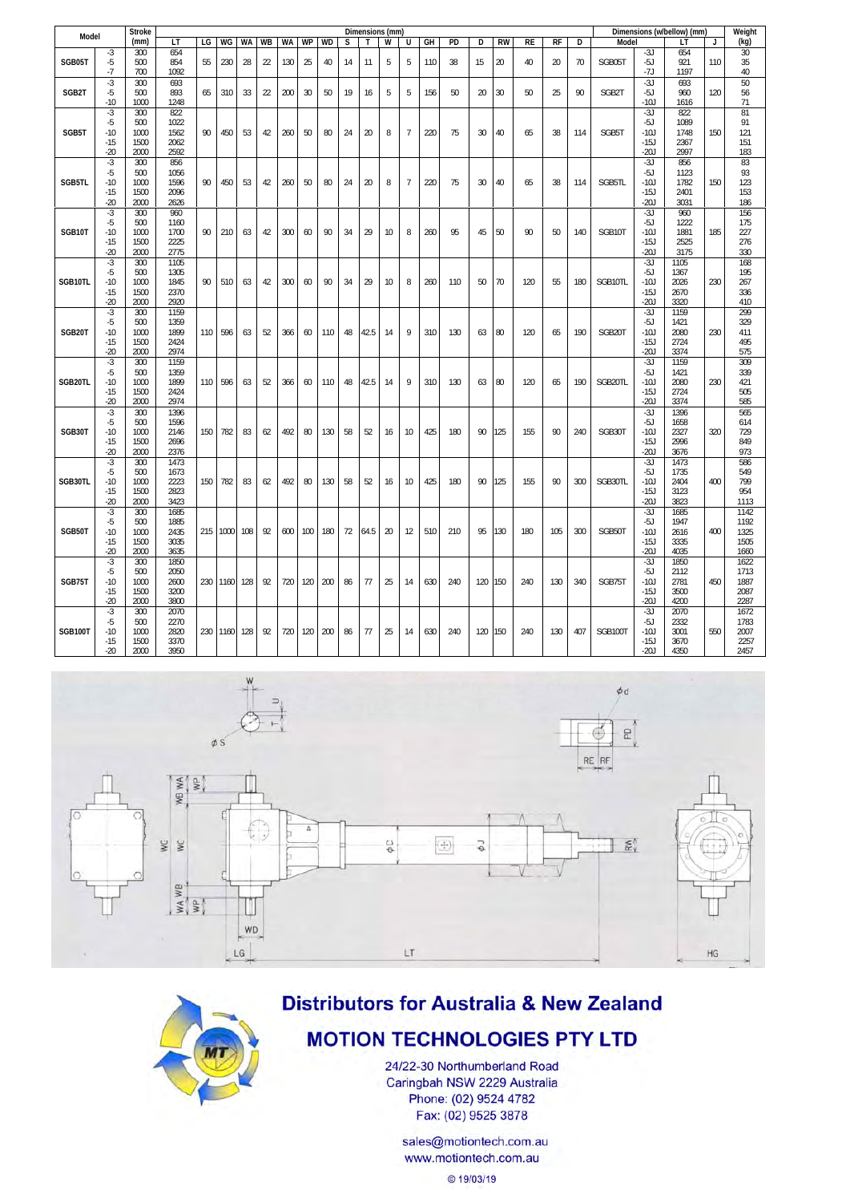| Model | | Stroke (mm) | Dimensions (mm) | | | | | | | | | | | | | | | | | | | | | Dimensions (w/bellow) (mm) | | | | Weight (kg) |
|---|---|---|---|---|---|---|---|---|---|---|---|---|---|---|---|---|---|---|---|---|---|---|---|---|---|---|---|---|
| | | | LT | LG | WG | WA | WB | WA | WP | WD | S | T | W | U | GH | PD | D | RW | RE | RF | D | Model | | LT | J | |
| SGB05T | -3 | 300 | 654 | 55 | 230 | 28 | 22 | 130 | 25 | 40 | 14 | 11 | 5 | 5 | 110 | 38 | 15 | 20 | 40 | 20 | 70 | SGB05T | -3J | 654 | 110 | 30 |
| | -5 | 500 | 854 | | | | | | | | | | | | | | | | | | | | -5J | 921 | | 35 |
| | -7 | 700 | 1092 | | | | | | | | | | | | | | | | | | | | -7J | 1197 | | 40 |
| SGB2T | -3 | 300 | 693 | 65 | 310 | 33 | 22 | 200 | 30 | 50 | 19 | 16 | 5 | 5 | 156 | 50 | 20 | 30 | 50 | 25 | 90 | SGB2T | -3J | 693 | 120 | 50 |
| | -5 | 500 | 893 | | | | | | | | | | | | | | | | | | | | -5J | 960 | | 56 |
| | -10 | 1000 | 1248 | | | | | | | | | | | | | | | | | | | | -10J | 1616 | | 71 |
| SGB5T | -3 | 300 | 822 | 90 | 450 | 53 | 42 | 260 | 50 | 80 | 24 | 20 | 8 | 7 | 220 | 75 | 30 | 40 | 65 | 38 | 114 | SGB5T | -3J | 822 | 150 | 81 |
| | -5 | 500 | 1022 | | | | | | | | | | | | | | | | | | | | -5J | 1089 | | 91 |
| | -10 | 1000 | 1562 | | | | | | | | | | | | | | | | | | | | -10J | 1748 | | 121 |
| | -15 | 1500 | 2062 | | | | | | | | | | | | | | | | | | | | -15J | 2367 | | 151 |
| | -20 | 2000 | 2592 | | | | | | | | | | | | | | | | | | | | -20J | 2997 | | 183 |
| SGB5TL | -3 | 300 | 856 | 90 | 450 | 53 | 42 | 260 | 50 | 80 | 24 | 20 | 8 | 7 | 220 | 75 | 30 | 40 | 65 | 38 | 114 | SGB5TL | -3J | 856 | 150 | 83 |
| | -5 | 500 | 1056 | | | | | | | | | | | | | | | | | | | | -5J | 1123 | | 93 |
| | -10 | 1000 | 1596 | | | | | | | | | | | | | | | | | | | | -10J | 1782 | | 123 |
| | -15 | 1500 | 2096 | | | | | | | | | | | | | | | | | | | | -15J | 2401 | | 153 |
| | -20 | 2000 | 2626 | | | | | | | | | | | | | | | | | | | | -20J | 3031 | | 186 |
| SGB10T | -3 | 300 | 960 | 90 | 210 | 63 | 42 | 300 | 60 | 90 | 34 | 29 | 10 | 8 | 260 | 95 | 45 | 50 | 90 | 50 | 140 | SGB10T | -3J | 960 | 185 | 156 |
| | -5 | 500 | 1160 | | | | | | | | | | | | | | | | | | | | -5J | 1222 | | 175 |
| | -10 | 1000 | 1700 | | | | | | | | | | | | | | | | | | | | -10J | 1881 | | 227 |
| | -15 | 1500 | 2225 | | | | | | | | | | | | | | | | | | | | -15J | 2525 | | 276 |
| | -20 | 2000 | 2775 | | | | | | | | | | | | | | | | | | | | -20J | 3175 | | 330 |
| SGB10TL | -3 | 300 | 1105 | 90 | 510 | 63 | 42 | 300 | 60 | 90 | 34 | 29 | 10 | 8 | 260 | 110 | 50 | 70 | 120 | 55 | 180 | SGB10TL | -3J | 1105 | 230 | 168 |
| | -5 | 500 | 1305 | | | | | | | | | | | | | | | | | | | | -5J | 1367 | | 195 |
| | -10 | 1000 | 1845 | | | | | | | | | | | | | | | | | | | | -10J | 2026 | | 267 |
| | -15 | 1500 | 2370 | | | | | | | | | | | | | | | | | | | | -15J | 2670 | | 336 |
| | -20 | 2000 | 2920 | | | | | | | | | | | | | | | | | | | | -20J | 3320 | | 410 |
| SGB20T | -3 | 300 | 1159 | 110 | 596 | 63 | 52 | 366 | 60 | 110 | 48 | 42.5 | 14 | 9 | 310 | 130 | 63 | 80 | 120 | 65 | 190 | SGB20T | -3J | 1159 | 230 | 299 |
| | -5 | 500 | 1359 | | | | | | | | | | | | | | | | | | | | -5J | 1421 | | 329 |
| | -10 | 1000 | 1899 | | | | | | | | | | | | | | | | | | | | -10J | 2080 | | 411 |
| | -15 | 1500 | 2424 | | | | | | | | | | | | | | | | | | | | -15J | 2724 | | 495 |
| | -20 | 2000 | 2974 | | | | | | | | | | | | | | | | | | | | -20J | 3374 | | 575 |
| SGB20TL | -3 | 300 | 1159 | 110 | 596 | 63 | 52 | 366 | 60 | 110 | 48 | 42.5 | 14 | 9 | 310 | 130 | 63 | 80 | 120 | 65 | 190 | SGB20TL | -3J | 1159 | 230 | 309 |
| | -5 | 500 | 1359 | | | | | | | | | | | | | | | | | | | | -5J | 1421 | | 339 |
| | -10 | 1000 | 1899 | | | | | | | | | | | | | | | | | | | | -10J | 2080 | | 421 |
| | -15 | 1500 | 2424 | | | | | | | | | | | | | | | | | | | | -15J | 2724 | | 505 |
| | -20 | 2000 | 2974 | | | | | | | | | | | | | | | | | | | | -20J | 3374 | | 585 |
| SGB30T | -3 | 300 | 1396 | 150 | 782 | 83 | 62 | 492 | 80 | 130 | 58 | 52 | 16 | 10 | 425 | 180 | 90 | 125 | 155 | 90 | 240 | SGB30T | -3J | 1396 | 320 | 565 |
| | -5 | 500 | 1596 | | | | | | | | | | | | | | | | | | | | -5J | 1658 | | 614 |
| | -10 | 1000 | 2146 | | | | | | | | | | | | | | | | | | | | -10J | 2327 | | 729 |
| | -15 | 1500 | 2696 | | | | | | | | | | | | | | | | | | | | -15J | 2996 | | 849 |
| | -20 | 2000 | 2376 | | | | | | | | | | | | | | | | | | | | -20J | 3676 | | 973 |
| SGB30TL | -3 | 300 | 1473 | 150 | 782 | 83 | 62 | 492 | 80 | 130 | 58 | 52 | 16 | 10 | 425 | 180 | 90 | 125 | 155 | 90 | 300 | SGB30TL | -3J | 1473 | 400 | 586 |
| | -5 | 500 | 1673 | | | | | | | | | | | | | | | | | | | | -5J | 1735 | | 549 |
| | -10 | 1000 | 2223 | | | | | | | | | | | | | | | | | | | | -10J | 2404 | | 799 |
| | -15 | 1500 | 2823 | | | | | | | | | | | | | | | | | | | | -15J | 3123 | | 954 |
| | -20 | 2000 | 3423 | | | | | | | | | | | | | | | | | | | | -20J | 3823 | | 1113 |
| SGB50T | -3 | 300 | 1685 | 215 | 1000 | 108 | 92 | 600 | 100 | 180 | 72 | 64.5 | 20 | 12 | 510 | 210 | 95 | 130 | 180 | 105 | 300 | SGB50T | -3J | 1685 | 400 | 1142 |
| | -5 | 500 | 1885 | | | | | | | | | | | | | | | | | | | | -5J | 1947 | | 1192 |
| | -10 | 1000 | 2435 | | | | | | | | | | | | | | | | | | | | -10J | 2616 | | 1325 |
| | -15 | 1500 | 3035 | | | | | | | | | | | | | | | | | | | | -15J | 3335 | | 1505 |
| | -20 | 2000 | 3635 | | | | | | | | | | | | | | | | | | | | -20J | 4035 | | 1660 |
| SGB75T | -3 | 300 | 1850 | 230 | 1160 | 128 | 92 | 720 | 120 | 200 | 86 | 77 | 25 | 14 | 630 | 240 | 120 | 150 | 240 | 130 | 340 | SGB75T | -3J | 1850 | 450 | 1622 |
| | -5 | 500 | 2050 | | | | | | | | | | | | | | | | | | | | -5J | 2112 | | 1713 |
| | -10 | 1000 | 2600 | | | | | | | | | | | | | | | | | | | | -10J | 2781 | | 1887 |
| | -15 | 1500 | 3200 | | | | | | | | | | | | | | | | | | | | -15J | 3500 | | 2087 |
| | -20 | 2000 | 3800 | | | | | | | | | | | | | | | | | | | | -20J | 4200 | | 2287 |
| SGB100T | -3 | 300 | 2070 | 230 | 1160 | 128 | 92 | 720 | 120 | 200 | 86 | 77 | 25 | 14 | 630 | 240 | 120 | 150 | 240 | 130 | 407 | SGB100T | -3J | 2070 | 550 | 1672 |
| | -5 | 500 | 2270 | | | | | | | | | | | | | | | | | | | | -5J | 2332 | | 1783 |
| | -10 | 1000 | 2820 | | | | | | | | | | | | | | | | | | | | -10J | 3001 | | 2007 |
| | -15 | 1500 | 3370 | | | | | | | | | | | | | | | | | | | | -15J | 3670 | | 2257 |
| | -20 | 2000 | 3950 | | | | | | | | | | | | | | | | | | | | -20J | 4350 | | 2457 |

W
U
T
ϕS
ϕd
PD
RE RF
WP
WB WA
WG WC
WA WB
WP
WD
LG
ϕC
ϕJ
RW
LT
HG

## Distributors for Australia & New Zealand

## MOTION TECHNOLOGIES PTY LTD

24/22-30 Northumberland Road
Caringbah NSW 2229 Australia
Phone: (02) 9524 4782
Fax: (02) 9525 3878

sales@motiontech.com.au
www.motiontech.com.au

© 19/03/19